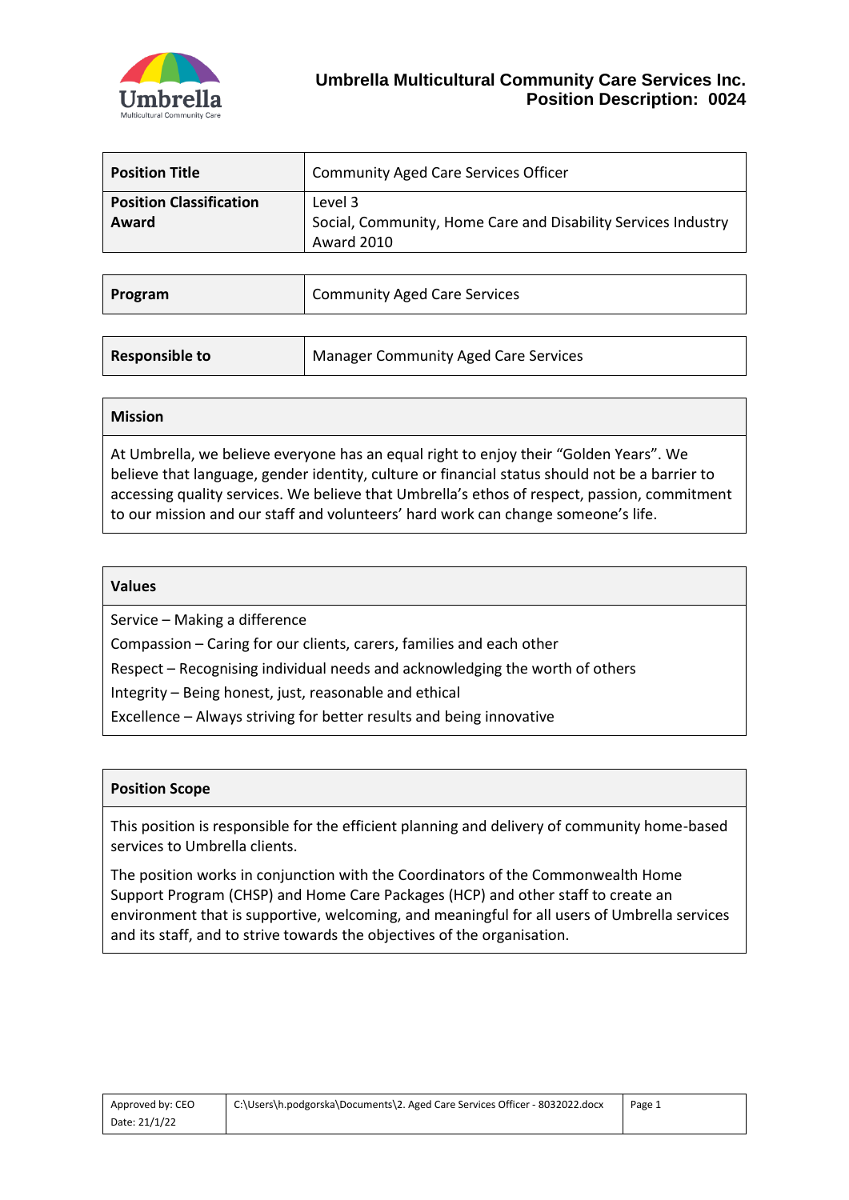**Umbrella Multicultural Community Care Services Inc.**
**Position Description: 0024**

| **Position Title** | Community Aged Care Services Officer |
|---|---|
| **Position Classification Award** | Level 3<br>Social, Community, Home Care and Disability Services Industry Award 2010 |

| **Program** | Community Aged Care Services |
|---|---|

| **Responsible to** | Manager Community Aged Care Services |
|---|---|

## Mission

At Umbrella, we believe everyone has an equal right to enjoy their "Golden Years". We believe that language, gender identity, culture or financial status should not be a barrier to accessing quality services. We believe that Umbrella's ethos of respect, passion, commitment to our mission and our staff and volunteers' hard work can change someone's life.

## Values

Service – Making a difference

Compassion – Caring for our clients, carers, families and each other

Respect – Recognising individual needs and acknowledging the worth of others

Integrity – Being honest, just, reasonable and ethical

Excellence – Always striving for better results and being innovative

## Position Scope

This position is responsible for the efficient planning and delivery of community home-based services to Umbrella clients.

The position works in conjunction with the Coordinators of the Commonwealth Home Support Program (CHSP) and Home Care Packages (HCP) and other staff to create an environment that is supportive, welcoming, and meaningful for all users of Umbrella services and its staff, and to strive towards the objectives of the organisation.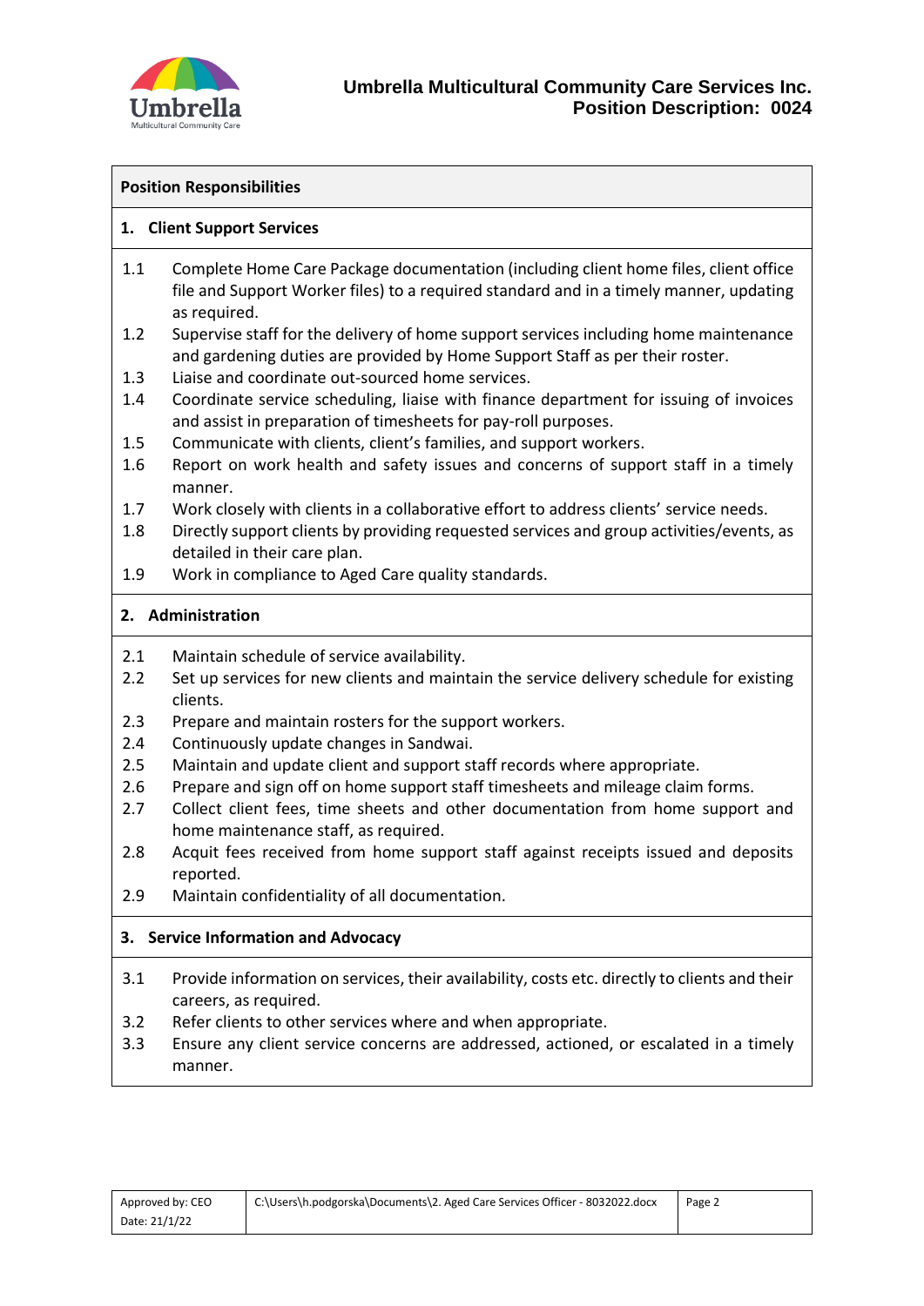## Position Responsibilities

### 1. Client Support Services

1.1 Complete Home Care Package documentation (including client home files, client office file and Support Worker files) to a required standard and in a timely manner, updating as required.
1.2 Supervise staff for the delivery of home support services including home maintenance and gardening duties are provided by Home Support Staff as per their roster.
1.3 Liaise and coordinate out-sourced home services.
1.4 Coordinate service scheduling, liaise with finance department for issuing of invoices and assist in preparation of timesheets for pay-roll purposes.
1.5 Communicate with clients, client's families, and support workers.
1.6 Report on work health and safety issues and concerns of support staff in a timely manner.
1.7 Work closely with clients in a collaborative effort to address clients' service needs.
1.8 Directly support clients by providing requested services and group activities/events, as detailed in their care plan.
1.9 Work in compliance to Aged Care quality standards.

### 2. Administration

2.1 Maintain schedule of service availability.
2.2 Set up services for new clients and maintain the service delivery schedule for existing clients.
2.3 Prepare and maintain rosters for the support workers.
2.4 Continuously update changes in Sandwai.
2.5 Maintain and update client and support staff records where appropriate.
2.6 Prepare and sign off on home support staff timesheets and mileage claim forms.
2.7 Collect client fees, time sheets and other documentation from home support and home maintenance staff, as required.
2.8 Acquit fees received from home support staff against receipts issued and deposits reported.
2.9 Maintain confidentiality of all documentation.

### 3. Service Information and Advocacy

3.1 Provide information on services, their availability, costs etc. directly to clients and their careers, as required.
3.2 Refer clients to other services where and when appropriate.
3.3 Ensure any client service concerns are addressed, actioned, or escalated in a timely manner.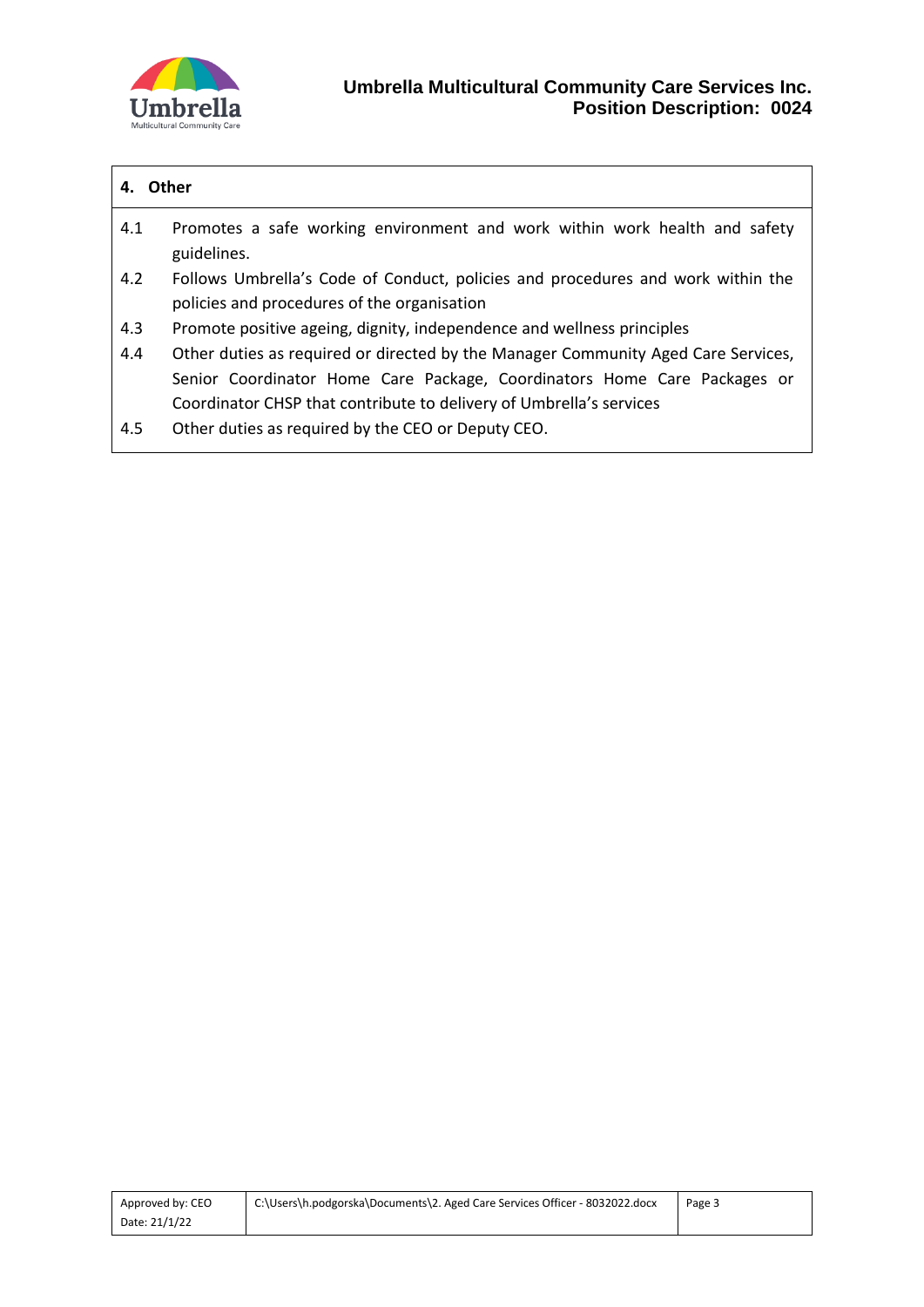## 4. Other

4.1 Promotes a safe working environment and work within work health and safety guidelines.

4.2 Follows Umbrella's Code of Conduct, policies and procedures and work within the policies and procedures of the organisation

4.3 Promote positive ageing, dignity, independence and wellness principles

4.4 Other duties as required or directed by the Manager Community Aged Care Services, Senior Coordinator Home Care Package, Coordinators Home Care Packages or Coordinator CHSP that contribute to delivery of Umbrella's services

4.5 Other duties as required by the CEO or Deputy CEO.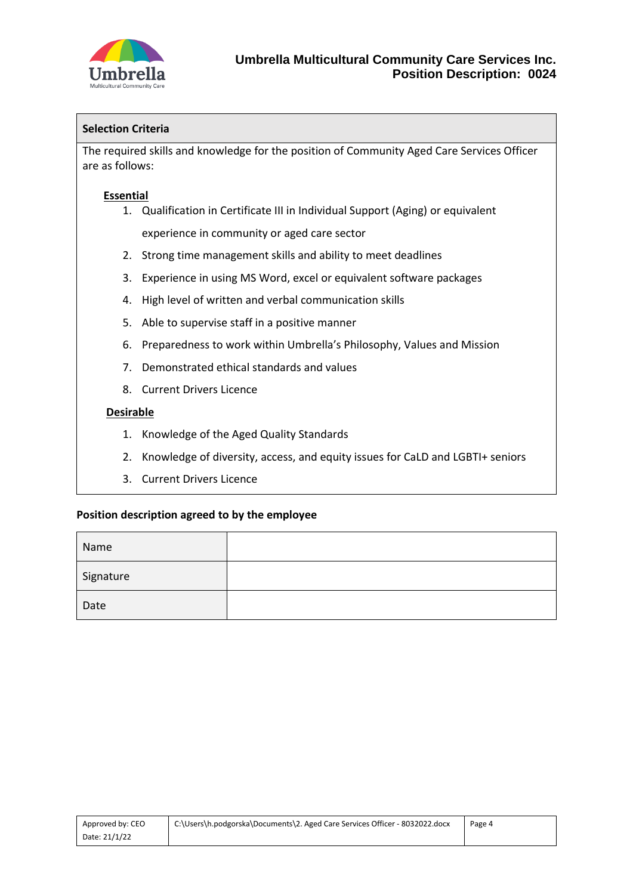**Selection Criteria**

The required skills and knowledge for the position of Community Aged Care Services Officer are as follows:

**Essential**

1. Qualification in Certificate III in Individual Support (Aging) or equivalent experience in community or aged care sector
2. Strong time management skills and ability to meet deadlines
3. Experience in using MS Word, excel or equivalent software packages
4. High level of written and verbal communication skills
5. Able to supervise staff in a positive manner
6. Preparedness to work within Umbrella's Philosophy, Values and Mission
7. Demonstrated ethical standards and values
8. Current Drivers Licence

**Desirable**

1. Knowledge of the Aged Quality Standards
2. Knowledge of diversity, access, and equity issues for CaLD and LGBTI+ seniors
3. Current Drivers Licence

**Position description agreed to by the employee**

| | |
|---|---|
| Name | |
| Signature | |
| Date | |